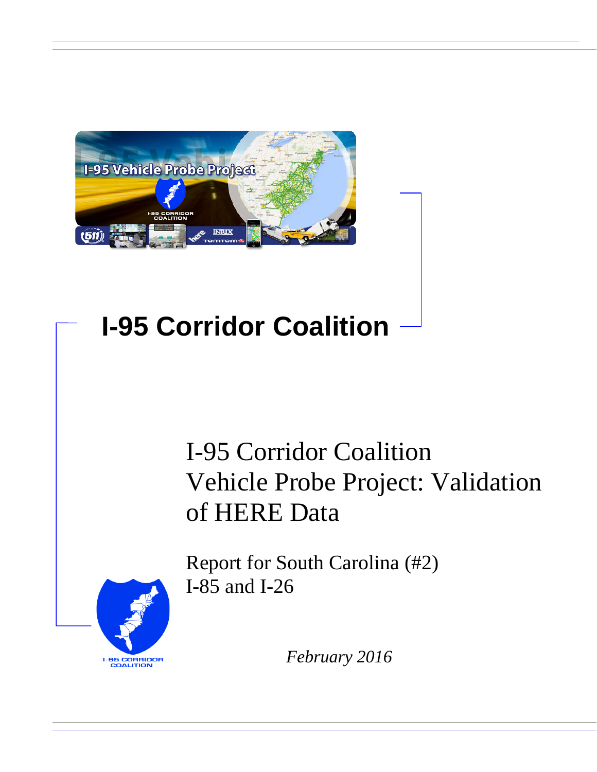# I-95 Corridor Coalition

## I-95 Corridor Coalition Vehicle Probe Project: Validation of HERE Data

Report for South Carolina (#2)
I-85 and I-26

*February 2016*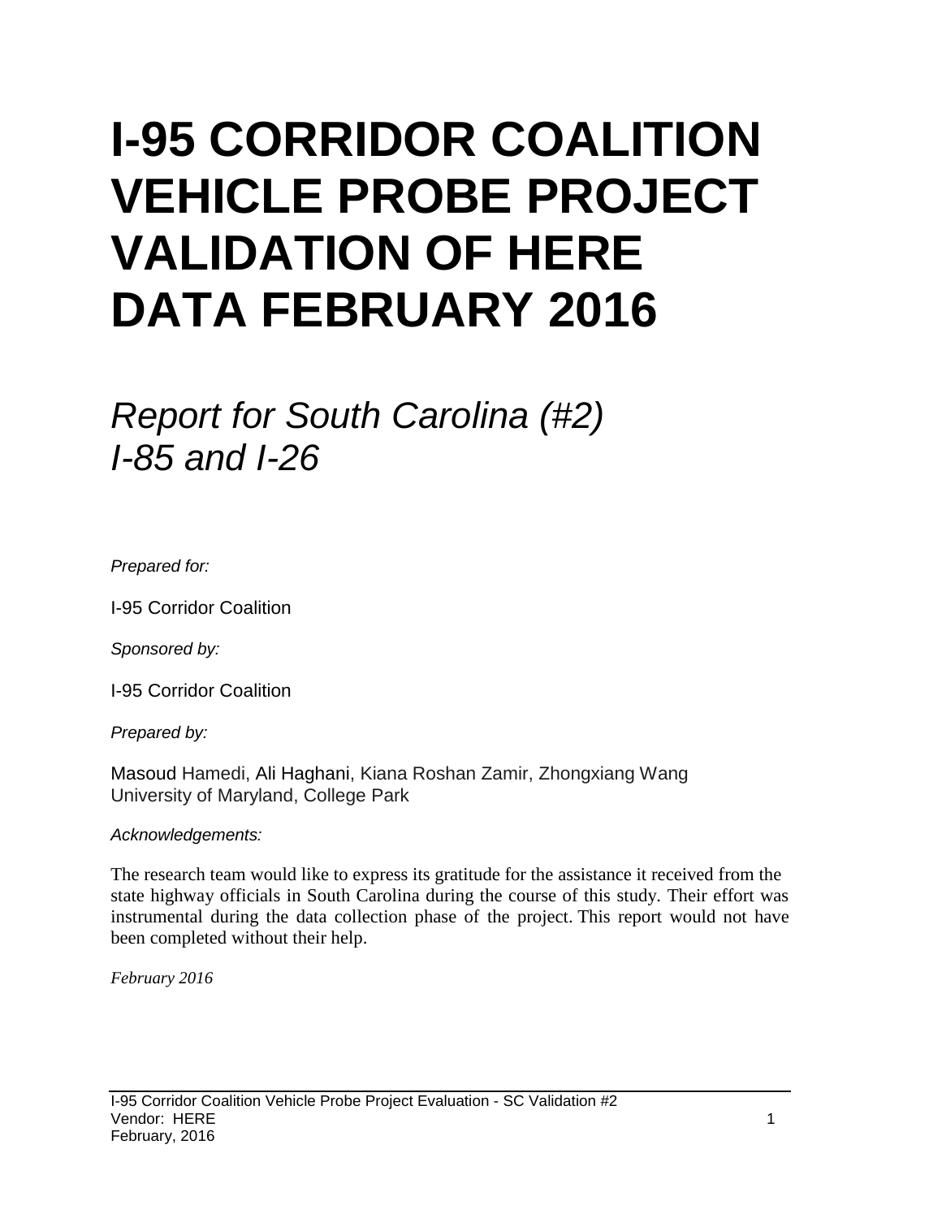# I-95 CORRIDOR COALITION VEHICLE PROBE PROJECT VALIDATION OF HERE DATA FEBRUARY 2016

*Report for South Carolina (#2)*
*I-85 and I-26*

*Prepared for:*

I-95 Corridor Coalition

*Sponsored by:*

I-95 Corridor Coalition

*Prepared by:*

Masoud Hamedi, Ali Haghani, Kiana Roshan Zamir, Zhongxiang Wang
University of Maryland, College Park

*Acknowledgements:*

The research team would like to express its gratitude for the assistance it received from the state highway officials in South Carolina during the course of this study. Their effort was instrumental during the data collection phase of the project. This report would not have been completed without their help.

*February 2016*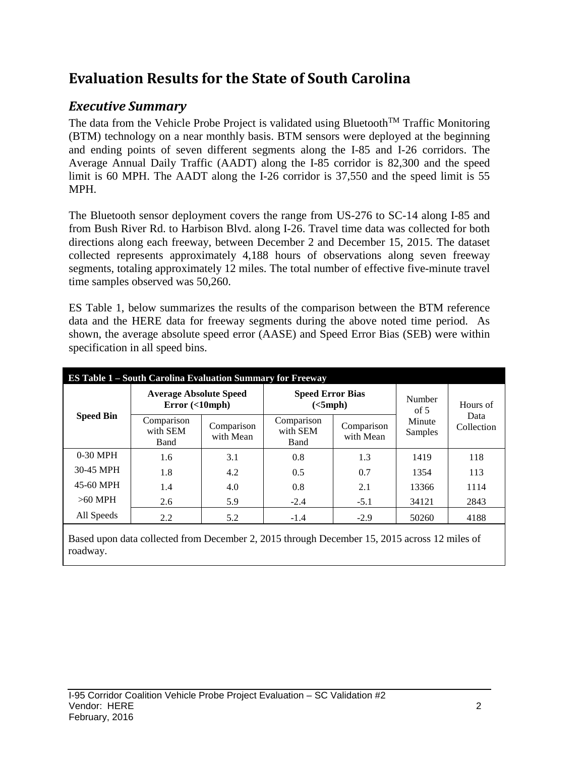# Evaluation Results for the State of South Carolina

## *Executive Summary*

The data from the Vehicle Probe Project is validated using Bluetooth$^{TM}$ Traffic Monitoring (BTM) technology on a near monthly basis. BTM sensors were deployed at the beginning and ending points of seven different segments along the I-85 and I-26 corridors. The Average Annual Daily Traffic (AADT) along the I-85 corridor is 82,300 and the speed limit is 60 MPH. The AADT along the I-26 corridor is 37,550 and the speed limit is 55 MPH.

The Bluetooth sensor deployment covers the range from US-276 to SC-14 along I-85 and from Bush River Rd. to Harbison Blvd. along I-26. Travel time data was collected for both directions along each freeway, between December 2 and December 15, 2015. The dataset collected represents approximately 4,188 hours of observations along seven freeway segments, totaling approximately 12 miles. The total number of effective five-minute travel time samples observed was 50,260.

ES Table 1, below summarizes the results of the comparison between the BTM reference data and the HERE data for freeway segments during the above noted time period. As shown, the average absolute speed error (AASE) and Speed Error Bias (SEB) were within specification in all speed bins.

**ES Table 1 – South Carolina Evaluation Summary for Freeway**

| Speed Bin | Average Absolute Speed Error (<10mph) | | Speed Error Bias (<5mph) | | Number of 5 Minute Samples | Hours of Data Collection |
|---|---|---|---|---|---|---|
| | Comparison with SEM Band | Comparison with Mean | Comparison with SEM Band | Comparison with Mean | | |
| 0-30 MPH | 1.6 | 3.1 | 0.8 | 1.3 | 1419 | 118 |
| 30-45 MPH | 1.8 | 4.2 | 0.5 | 0.7 | 1354 | 113 |
| 45-60 MPH | 1.4 | 4.0 | 0.8 | 2.1 | 13366 | 1114 |
| >60 MPH | 2.6 | 5.9 | -2.4 | -5.1 | 34121 | 2843 |
| All Speeds | 2.2 | 5.2 | -1.4 | -2.9 | 50260 | 4188 |

Based upon data collected from December 2, 2015 through December 15, 2015 across 12 miles of roadway.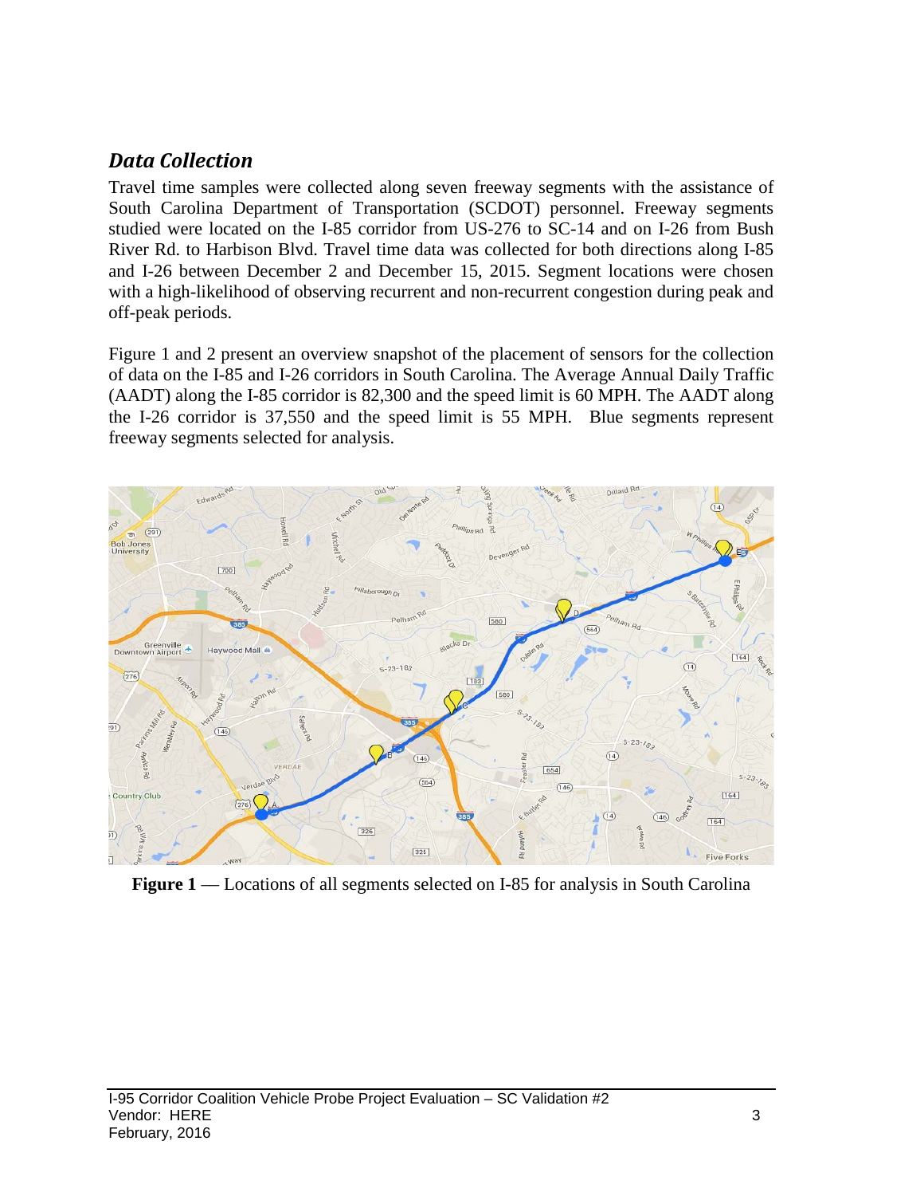## *Data Collection*

Travel time samples were collected along seven freeway segments with the assistance of South Carolina Department of Transportation (SCDOT) personnel. Freeway segments studied were located on the I-85 corridor from US-276 to SC-14 and on I-26 from Bush River Rd. to Harbison Blvd. Travel time data was collected for both directions along I-85 and I-26 between December 2 and December 15, 2015. Segment locations were chosen with a high-likelihood of observing recurrent and non-recurrent congestion during peak and off-peak periods.

Figure 1 and 2 present an overview snapshot of the placement of sensors for the collection of data on the I-85 and I-26 corridors in South Carolina. The Average Annual Daily Traffic (AADT) along the I-85 corridor is 82,300 and the speed limit is 60 MPH. The AADT along the I-26 corridor is 37,550 and the speed limit is 55 MPH.  Blue segments represent freeway segments selected for analysis.

**Figure 1** — Locations of all segments selected on I-85 for analysis in South Carolina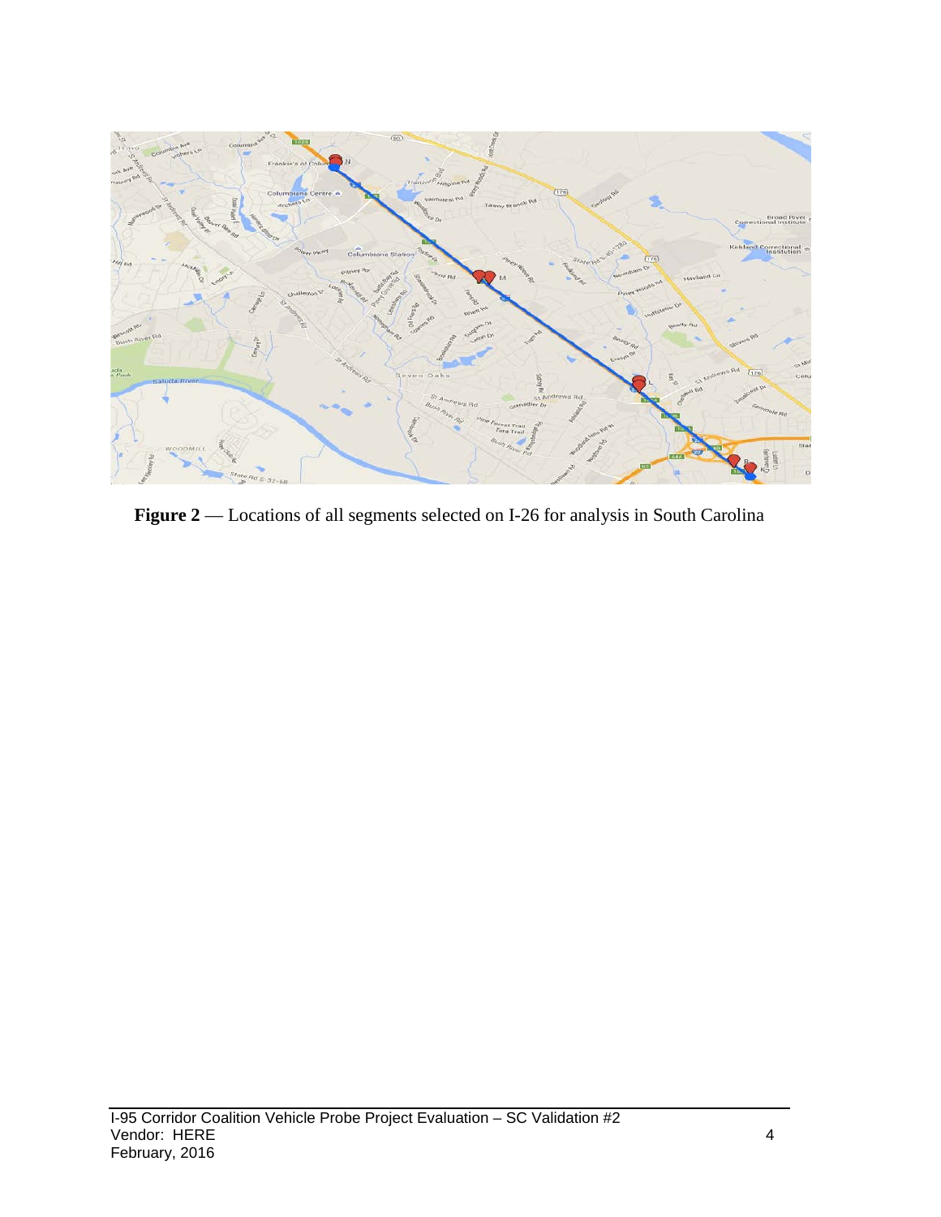**Figure 2** — Locations of all segments selected on I-26 for analysis in South Carolina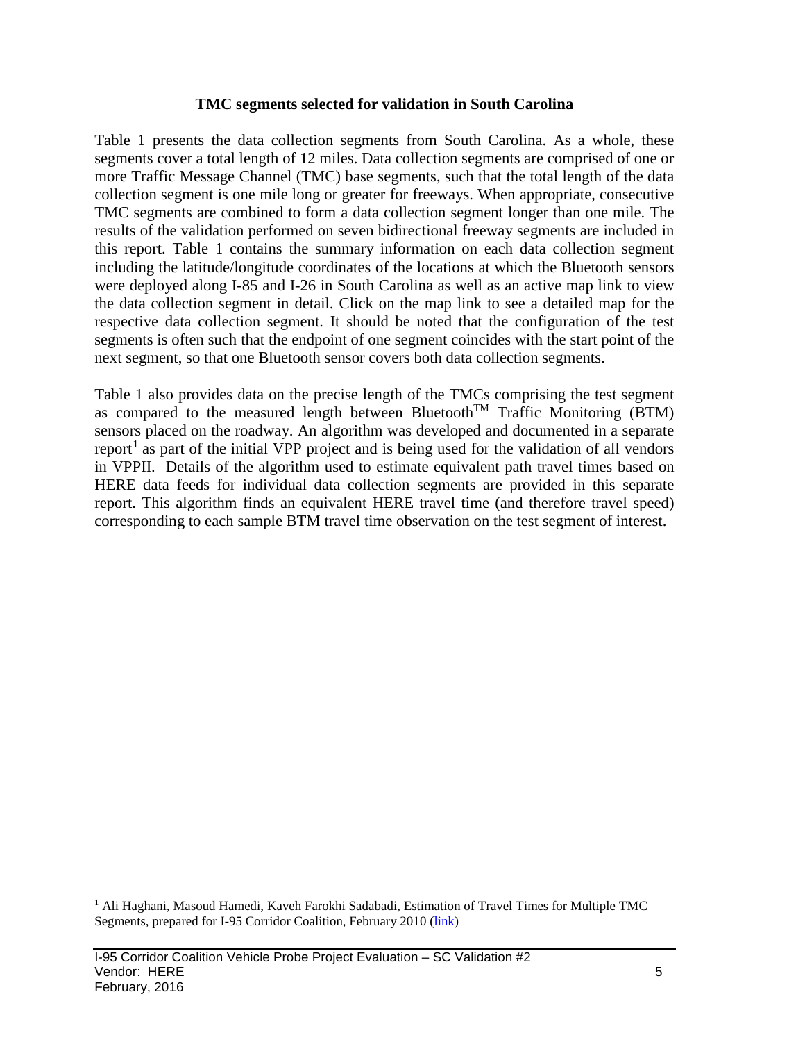### TMC segments selected for validation in South Carolina

Table 1 presents the data collection segments from South Carolina. As a whole, these segments cover a total length of 12 miles. Data collection segments are comprised of one or more Traffic Message Channel (TMC) base segments, such that the total length of the data collection segment is one mile long or greater for freeways. When appropriate, consecutive TMC segments are combined to form a data collection segment longer than one mile. The results of the validation performed on seven bidirectional freeway segments are included in this report. Table 1 contains the summary information on each data collection segment including the latitude/longitude coordinates of the locations at which the Bluetooth sensors were deployed along I-85 and I-26 in South Carolina as well as an active map link to view the data collection segment in detail. Click on the map link to see a detailed map for the respective data collection segment. It should be noted that the configuration of the test segments is often such that the endpoint of one segment coincides with the start point of the next segment, so that one Bluetooth sensor covers both data collection segments.

Table 1 also provides data on the precise length of the TMCs comprising the test segment as compared to the measured length between Bluetooth™ Traffic Monitoring (BTM) sensors placed on the roadway. An algorithm was developed and documented in a separate report[1] as part of the initial VPP project and is being used for the validation of all vendors in VPPII. Details of the algorithm used to estimate equivalent path travel times based on HERE data feeds for individual data collection segments are provided in this separate report. This algorithm finds an equivalent HERE travel time (and therefore travel speed) corresponding to each sample BTM travel time observation on the test segment of interest.

[1] Ali Haghani, Masoud Hamedi, Kaveh Farokhi Sadabadi, Estimation of Travel Times for Multiple TMC Segments, prepared for I-95 Corridor Coalition, February 2010 (link)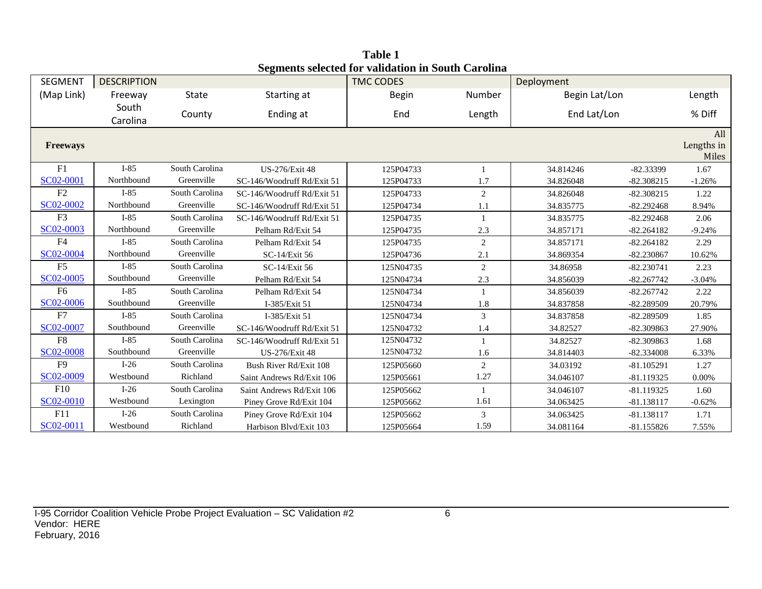**Table 1**
**Segments selected for validation in South Carolina**

| SEGMENT | DESCRIPTION | | | TMC CODES | | Deployment | | |
|---|---|---|---|---|---|---|---|---|
| (Map Link) | Freeway | State | Starting at | Begin | Number | Begin Lat/Lon | | Length |
| | South Carolina | County | Ending at | End | Length | End Lat/Lon | | % Diff |
| **Freeways** | | | | | | | | All Lengths in Miles |
| F1 | I-85 | South Carolina | US-276/Exit 48 | 125P04733 | 1 | 34.814246 | -82.33399 | 1.67 |
| SC02-0001 | Northbound | Greenville | SC-146/Woodruff Rd/Exit 51 | 125P04733 | 1.7 | 34.826048 | -82.308215 | -1.26% |
| F2 | I-85 | South Carolina | SC-146/Woodruff Rd/Exit 51 | 125P04733 | 2 | 34.826048 | -82.308215 | 1.22 |
| SC02-0002 | Northbound | Greenville | SC-146/Woodruff Rd/Exit 51 | 125P04734 | 1.1 | 34.835775 | -82.292468 | 8.94% |
| F3 | I-85 | South Carolina | SC-146/Woodruff Rd/Exit 51 | 125P04735 | 1 | 34.835775 | -82.292468 | 2.06 |
| SC02-0003 | Northbound | Greenville | Pelham Rd/Exit 54 | 125P04735 | 2.3 | 34.857171 | -82.264182 | -9.24% |
| F4 | I-85 | South Carolina | Pelham Rd/Exit 54 | 125P04735 | 2 | 34.857171 | -82.264182 | 2.29 |
| SC02-0004 | Northbound | Greenville | SC-14/Exit 56 | 125P04736 | 2.1 | 34.869354 | -82.230867 | 10.62% |
| F5 | I-85 | South Carolina | SC-14/Exit 56 | 125N04735 | 2 | 34.86958 | -82.230741 | 2.23 |
| SC02-0005 | Southbound | Greenville | Pelham Rd/Exit 54 | 125N04734 | 2.3 | 34.856039 | -82.267742 | -3.04% |
| F6 | I-85 | South Carolina | Pelham Rd/Exit 54 | 125N04734 | 1 | 34.856039 | -82.267742 | 2.22 |
| SC02-0006 | Southbound | Greenville | I-385/Exit 51 | 125N04734 | 1.8 | 34.837858 | -82.289509 | 20.79% |
| F7 | I-85 | South Carolina | I-385/Exit 51 | 125N04734 | 3 | 34.837858 | -82.289509 | 1.85 |
| SC02-0007 | Southbound | Greenville | SC-146/Woodruff Rd/Exit 51 | 125N04732 | 1.4 | 34.82527 | -82.309863 | 27.90% |
| F8 | I-85 | South Carolina | SC-146/Woodruff Rd/Exit 51 | 125N04732 | 1 | 34.82527 | -82.309863 | 1.68 |
| SC02-0008 | Southbound | Greenville | US-276/Exit 48 | 125N04732 | 1.6 | 34.814403 | -82.334008 | 6.33% |
| F9 | I-26 | South Carolina | Bush River Rd/Exit 108 | 125P05660 | 2 | 34.03192 | -81.105291 | 1.27 |
| SC02-0009 | Westbound | Richland | Saint Andrews Rd/Exit 106 | 125P05661 | 1.27 | 34.046107 | -81.119325 | 0.00% |
| F10 | I-26 | South Carolina | Saint Andrews Rd/Exit 106 | 125P05662 | 1 | 34.046107 | -81.119325 | 1.60 |
| SC02-0010 | Westbound | Lexington | Piney Grove Rd/Exit 104 | 125P05662 | 1.61 | 34.063425 | -81.138117 | -0.62% |
| F11 | I-26 | South Carolina | Piney Grove Rd/Exit 104 | 125P05662 | 3 | 34.063425 | -81.138117 | 1.71 |
| SC02-0011 | Westbound | Richland | Harbison Blvd/Exit 103 | 125P05664 | 1.59 | 34.081164 | -81.155826 | 7.55% |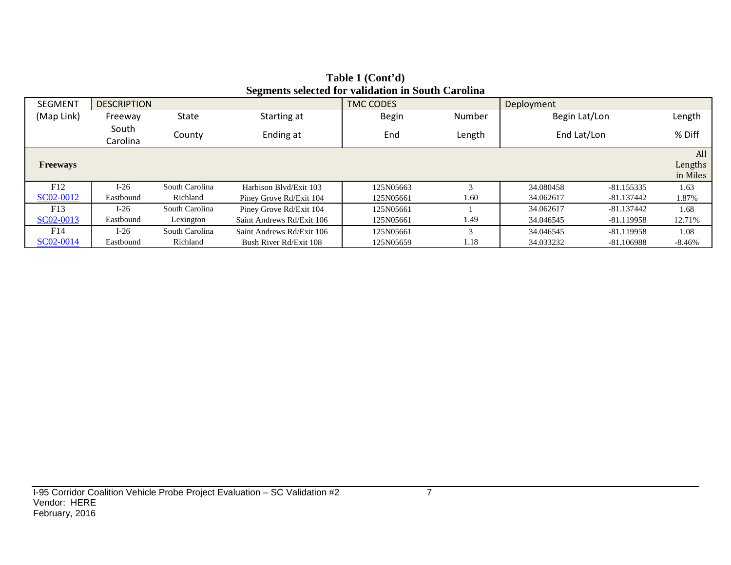**Table 1 (Cont'd)**
**Segments selected for validation in South Carolina**

| SEGMENT | DESCRIPTION | | | TMC CODES | | Deployment | | |
|---|---|---|---|---|---|---|---|---|
| (Map Link) | Freeway | State | Starting at | Begin | Number | Begin Lat/Lon | | Length |
| | South Carolina | County | Ending at | End | Length | End Lat/Lon | | % Diff |
| **Freeways** | | | | | | | | All Lengths in Miles |
| F12 | I-26 | South Carolina | Harbison Blvd/Exit 103 | 125N05663 | 3 | 34.080458 | -81.155335 | 1.63 |
| SC02-0012 | Eastbound | Richland | Piney Grove Rd/Exit 104 | 125N05661 | 1.60 | 34.062617 | -81.137442 | 1.87% |
| F13 | I-26 | South Carolina | Piney Grove Rd/Exit 104 | 125N05661 | 1 | 34.062617 | -81.137442 | 1.68 |
| SC02-0013 | Eastbound | Lexington | Saint Andrews Rd/Exit 106 | 125N05661 | 1.49 | 34.046545 | -81.119958 | 12.71% |
| F14 | I-26 | South Carolina | Saint Andrews Rd/Exit 106 | 125N05661 | 3 | 34.046545 | -81.119958 | 1.08 |
| SC02-0014 | Eastbound | Richland | Bush River Rd/Exit 108 | 125N05659 | 1.18 | 34.033232 | -81.106988 | -8.46% |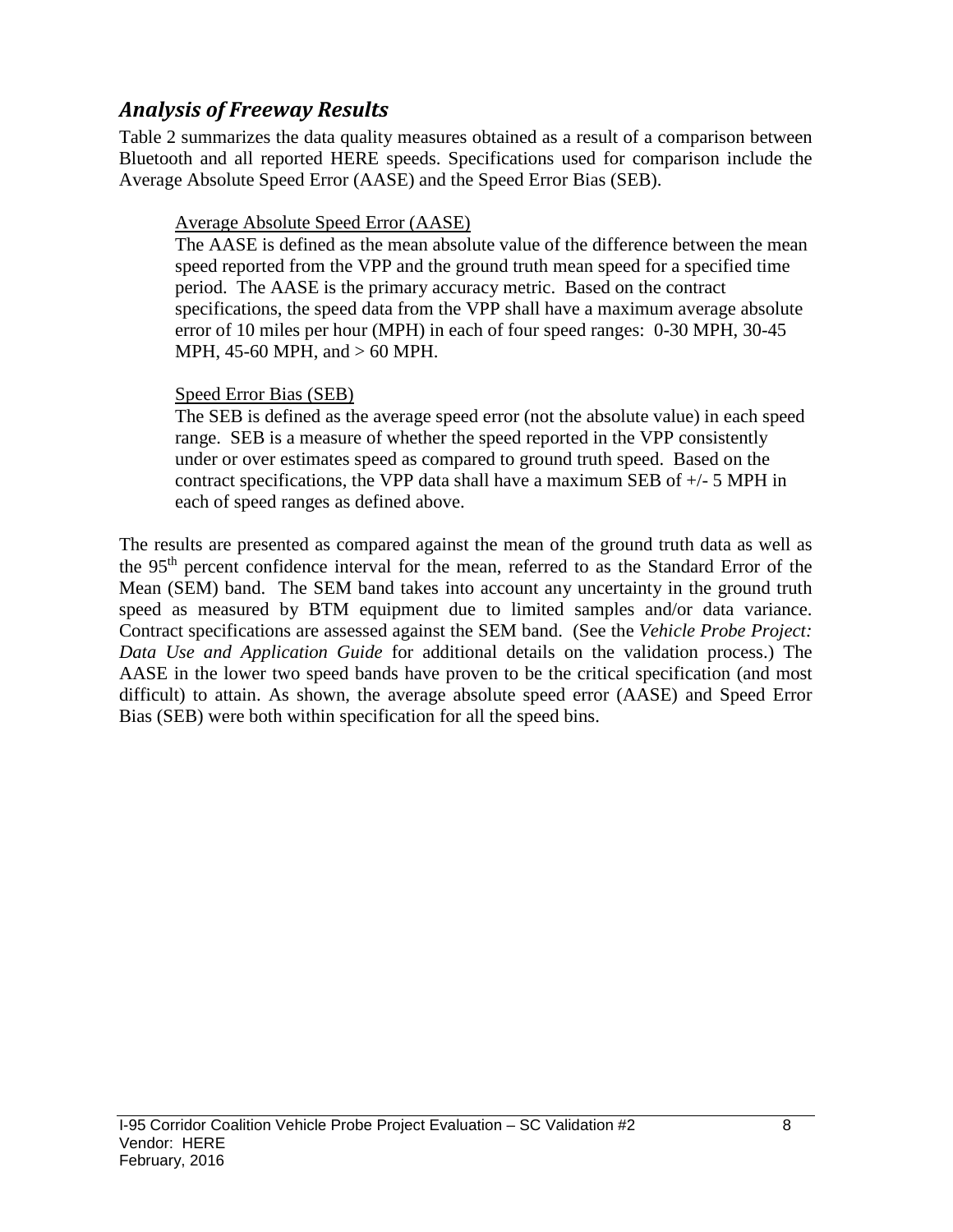## *Analysis of Freeway Results*

Table 2 summarizes the data quality measures obtained as a result of a comparison between Bluetooth and all reported HERE speeds. Specifications used for comparison include the Average Absolute Speed Error (AASE) and the Speed Error Bias (SEB).

> Average Absolute Speed Error (AASE)
>
> The AASE is defined as the mean absolute value of the difference between the mean speed reported from the VPP and the ground truth mean speed for a specified time period. The AASE is the primary accuracy metric. Based on the contract specifications, the speed data from the VPP shall have a maximum average absolute error of 10 miles per hour (MPH) in each of four speed ranges: 0-30 MPH, 30-45 MPH, 45-60 MPH, and > 60 MPH.
>
> Speed Error Bias (SEB)
>
> The SEB is defined as the average speed error (not the absolute value) in each speed range. SEB is a measure of whether the speed reported in the VPP consistently under or over estimates speed as compared to ground truth speed. Based on the contract specifications, the VPP data shall have a maximum SEB of +/- 5 MPH in each of speed ranges as defined above.

The results are presented as compared against the mean of the ground truth data as well as the 95th percent confidence interval for the mean, referred to as the Standard Error of the Mean (SEM) band. The SEM band takes into account any uncertainty in the ground truth speed as measured by BTM equipment due to limited samples and/or data variance. Contract specifications are assessed against the SEM band. (See the *Vehicle Probe Project: Data Use and Application Guide* for additional details on the validation process.) The AASE in the lower two speed bands have proven to be the critical specification (and most difficult) to attain. As shown, the average absolute speed error (AASE) and Speed Error Bias (SEB) were both within specification for all the speed bins.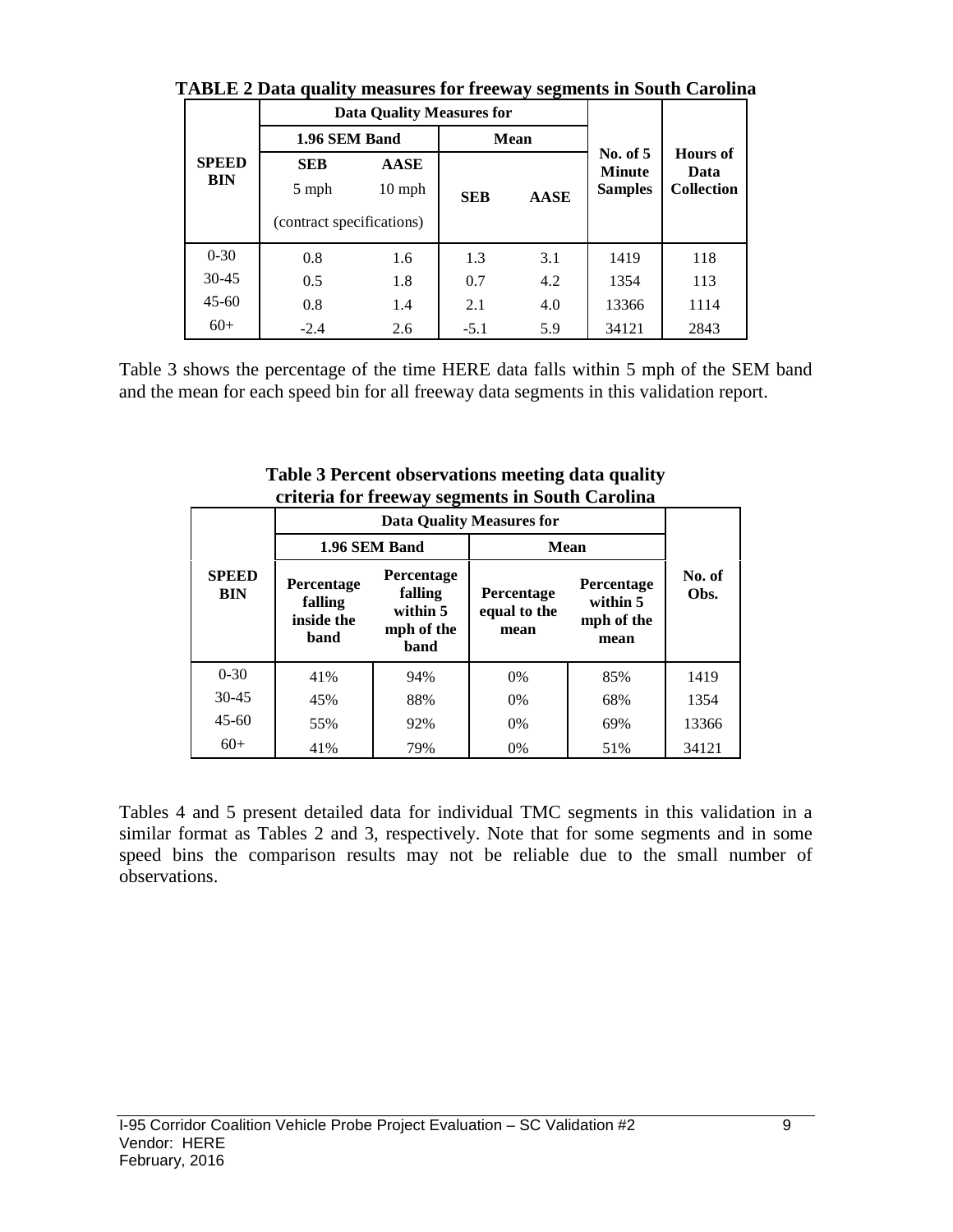**TABLE 2 Data quality measures for freeway segments in South Carolina**

| SPEED BIN | Data Quality Measures for | | | | No. of 5 Minute Samples | Hours of Data Collection |
|---|---|---|---|---|---|---|
| | 1.96 SEM Band | | Mean | | | |
| | SEB 5 mph (contract specifications) | AASE 10 mph (contract specifications) | SEB | AASE | | |
| 0-30 | 0.8 | 1.6 | 1.3 | 3.1 | 1419 | 118 |
| 30-45 | 0.5 | 1.8 | 0.7 | 4.2 | 1354 | 113 |
| 45-60 | 0.8 | 1.4 | 2.1 | 4.0 | 13366 | 1114 |
| 60+ | -2.4 | 2.6 | -5.1 | 5.9 | 34121 | 2843 |

Table 3 shows the percentage of the time HERE data falls within 5 mph of the SEM band and the mean for each speed bin for all freeway data segments in this validation report.

**Table 3 Percent observations meeting data quality criteria for freeway segments in South Carolina**

| SPEED BIN | Data Quality Measures for | | | | No. of Obs. |
|---|---|---|---|---|---|
| | 1.96 SEM Band | | Mean | | |
| | Percentage falling inside the band | Percentage falling within 5 mph of the band | Percentage equal to the mean | Percentage within 5 mph of the mean | |
| 0-30 | 41% | 94% | 0% | 85% | 1419 |
| 30-45 | 45% | 88% | 0% | 68% | 1354 |
| 45-60 | 55% | 92% | 0% | 69% | 13366 |
| 60+ | 41% | 79% | 0% | 51% | 34121 |

Tables 4 and 5 present detailed data for individual TMC segments in this validation in a similar format as Tables 2 and 3, respectively. Note that for some segments and in some speed bins the comparison results may not be reliable due to the small number of observations.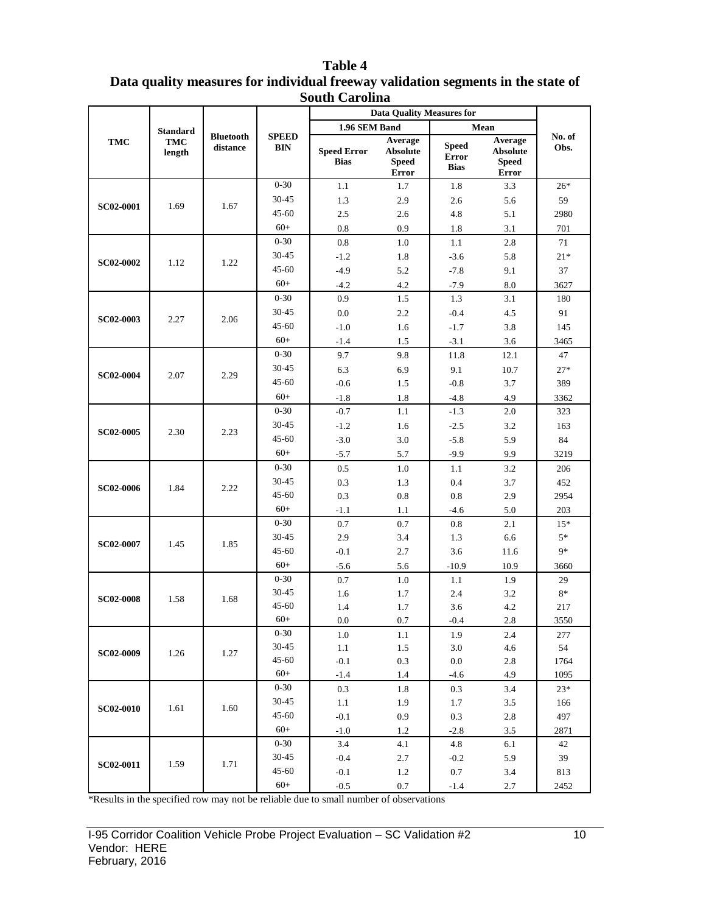**Table 4**
**Data quality measures for individual freeway validation segments in the state of South Carolina**

| TMC | Standard TMC length | Bluetooth distance | SPEED BIN | Data Quality Measures for | | | | No. of Obs. |
|---|---|---|---|---|---|---|---|---|
| | | | | 1.96 SEM Band | | Mean | | |
| | | | | Speed Error Bias | Average Absolute Speed Error | Speed Error Bias | Average Absolute Speed Error | |
| SC02-0001 | 1.69 | 1.67 | 0-30 | 1.1 | 1.7 | 1.8 | 3.3 | 26* |
| | | | 30-45 | 1.3 | 2.9 | 2.6 | 5.6 | 59 |
| | | | 45-60 | 2.5 | 2.6 | 4.8 | 5.1 | 2980 |
| | | | 60+ | 0.8 | 0.9 | 1.8 | 3.1 | 701 |
| SC02-0002 | 1.12 | 1.22 | 0-30 | 0.8 | 1.0 | 1.1 | 2.8 | 71 |
| | | | 30-45 | -1.2 | 1.8 | -3.6 | 5.8 | 21* |
| | | | 45-60 | -4.9 | 5.2 | -7.8 | 9.1 | 37 |
| | | | 60+ | -4.2 | 4.2 | -7.9 | 8.0 | 3627 |
| SC02-0003 | 2.27 | 2.06 | 0-30 | 0.9 | 1.5 | 1.3 | 3.1 | 180 |
| | | | 30-45 | 0.0 | 2.2 | -0.4 | 4.5 | 91 |
| | | | 45-60 | -1.0 | 1.6 | -1.7 | 3.8 | 145 |
| | | | 60+ | -1.4 | 1.5 | -3.1 | 3.6 | 3465 |
| SC02-0004 | 2.07 | 2.29 | 0-30 | 9.7 | 9.8 | 11.8 | 12.1 | 47 |
| | | | 30-45 | 6.3 | 6.9 | 9.1 | 10.7 | 27* |
| | | | 45-60 | -0.6 | 1.5 | -0.8 | 3.7 | 389 |
| | | | 60+ | -1.8 | 1.8 | -4.8 | 4.9 | 3362 |
| SC02-0005 | 2.30 | 2.23 | 0-30 | -0.7 | 1.1 | -1.3 | 2.0 | 323 |
| | | | 30-45 | -1.2 | 1.6 | -2.5 | 3.2 | 163 |
| | | | 45-60 | -3.0 | 3.0 | -5.8 | 5.9 | 84 |
| | | | 60+ | -5.7 | 5.7 | -9.9 | 9.9 | 3219 |
| SC02-0006 | 1.84 | 2.22 | 0-30 | 0.5 | 1.0 | 1.1 | 3.2 | 206 |
| | | | 30-45 | 0.3 | 1.3 | 0.4 | 3.7 | 452 |
| | | | 45-60 | 0.3 | 0.8 | 0.8 | 2.9 | 2954 |
| | | | 60+ | -1.1 | 1.1 | -4.6 | 5.0 | 203 |
| SC02-0007 | 1.45 | 1.85 | 0-30 | 0.7 | 0.7 | 0.8 | 2.1 | 15* |
| | | | 30-45 | 2.9 | 3.4 | 1.3 | 6.6 | 5* |
| | | | 45-60 | -0.1 | 2.7 | 3.6 | 11.6 | 9* |
| | | | 60+ | -5.6 | 5.6 | -10.9 | 10.9 | 3660 |
| SC02-0008 | 1.58 | 1.68 | 0-30 | 0.7 | 1.0 | 1.1 | 1.9 | 29 |
| | | | 30-45 | 1.6 | 1.7 | 2.4 | 3.2 | 8* |
| | | | 45-60 | 1.4 | 1.7 | 3.6 | 4.2 | 217 |
| | | | 60+ | 0.0 | 0.7 | -0.4 | 2.8 | 3550 |
| SC02-0009 | 1.26 | 1.27 | 0-30 | 1.0 | 1.1 | 1.9 | 2.4 | 277 |
| | | | 30-45 | 1.1 | 1.5 | 3.0 | 4.6 | 54 |
| | | | 45-60 | -0.1 | 0.3 | 0.0 | 2.8 | 1764 |
| | | | 60+ | -1.4 | 1.4 | -4.6 | 4.9 | 1095 |
| SC02-0010 | 1.61 | 1.60 | 0-30 | 0.3 | 1.8 | 0.3 | 3.4 | 23* |
| | | | 30-45 | 1.1 | 1.9 | 1.7 | 3.5 | 166 |
| | | | 45-60 | -0.1 | 0.9 | 0.3 | 2.8 | 497 |
| | | | 60+ | -1.0 | 1.2 | -2.8 | 3.5 | 2871 |
| SC02-0011 | 1.59 | 1.71 | 0-30 | 3.4 | 4.1 | 4.8 | 6.1 | 42 |
| | | | 30-45 | -0.4 | 2.7 | -0.2 | 5.9 | 39 |
| | | | 45-60 | -0.1 | 1.2 | 0.7 | 3.4 | 813 |
| | | | 60+ | -0.5 | 0.7 | -1.4 | 2.7 | 2452 |

*Results in the specified row may not be reliable due to small number of observations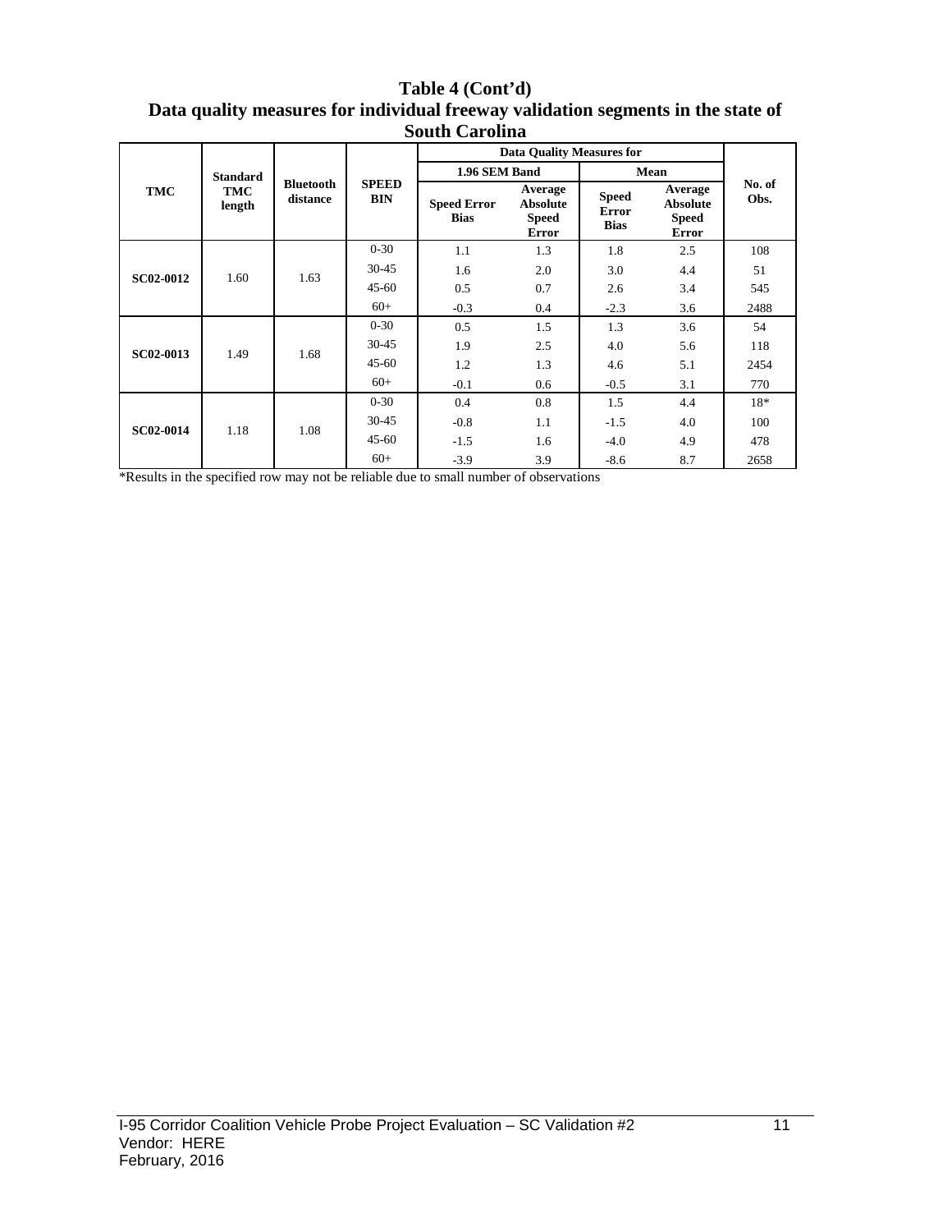**Table 4 (Cont'd)**
**Data quality measures for individual freeway validation segments in the state of South Carolina**

| TMC | Standard TMC length | Bluetooth distance | SPEED BIN | Data Quality Measures for | | | | No. of Obs. |
|---|---|---|---|---|---|---|---|---|
| | | | | 1.96 SEM Band | | Mean | | |
| | | | | Speed Error Bias | Average Absolute Speed Error | Speed Error Bias | Average Absolute Speed Error | |
| SC02-0012 | 1.60 | 1.63 | 0-30 | 1.1 | 1.3 | 1.8 | 2.5 | 108 |
| | | | 30-45 | 1.6 | 2.0 | 3.0 | 4.4 | 51 |
| | | | 45-60 | 0.5 | 0.7 | 2.6 | 3.4 | 545 |
| | | | 60+ | -0.3 | 0.4 | -2.3 | 3.6 | 2488 |
| SC02-0013 | 1.49 | 1.68 | 0-30 | 0.5 | 1.5 | 1.3 | 3.6 | 54 |
| | | | 30-45 | 1.9 | 2.5 | 4.0 | 5.6 | 118 |
| | | | 45-60 | 1.2 | 1.3 | 4.6 | 5.1 | 2454 |
| | | | 60+ | -0.1 | 0.6 | -0.5 | 3.1 | 770 |
| SC02-0014 | 1.18 | 1.08 | 0-30 | 0.4 | 0.8 | 1.5 | 4.4 | 18* |
| | | | 30-45 | -0.8 | 1.1 | -1.5 | 4.0 | 100 |
| | | | 45-60 | -1.5 | 1.6 | -4.0 | 4.9 | 478 |
| | | | 60+ | -3.9 | 3.9 | -8.6 | 8.7 | 2658 |

*Results in the specified row may not be reliable due to small number of observations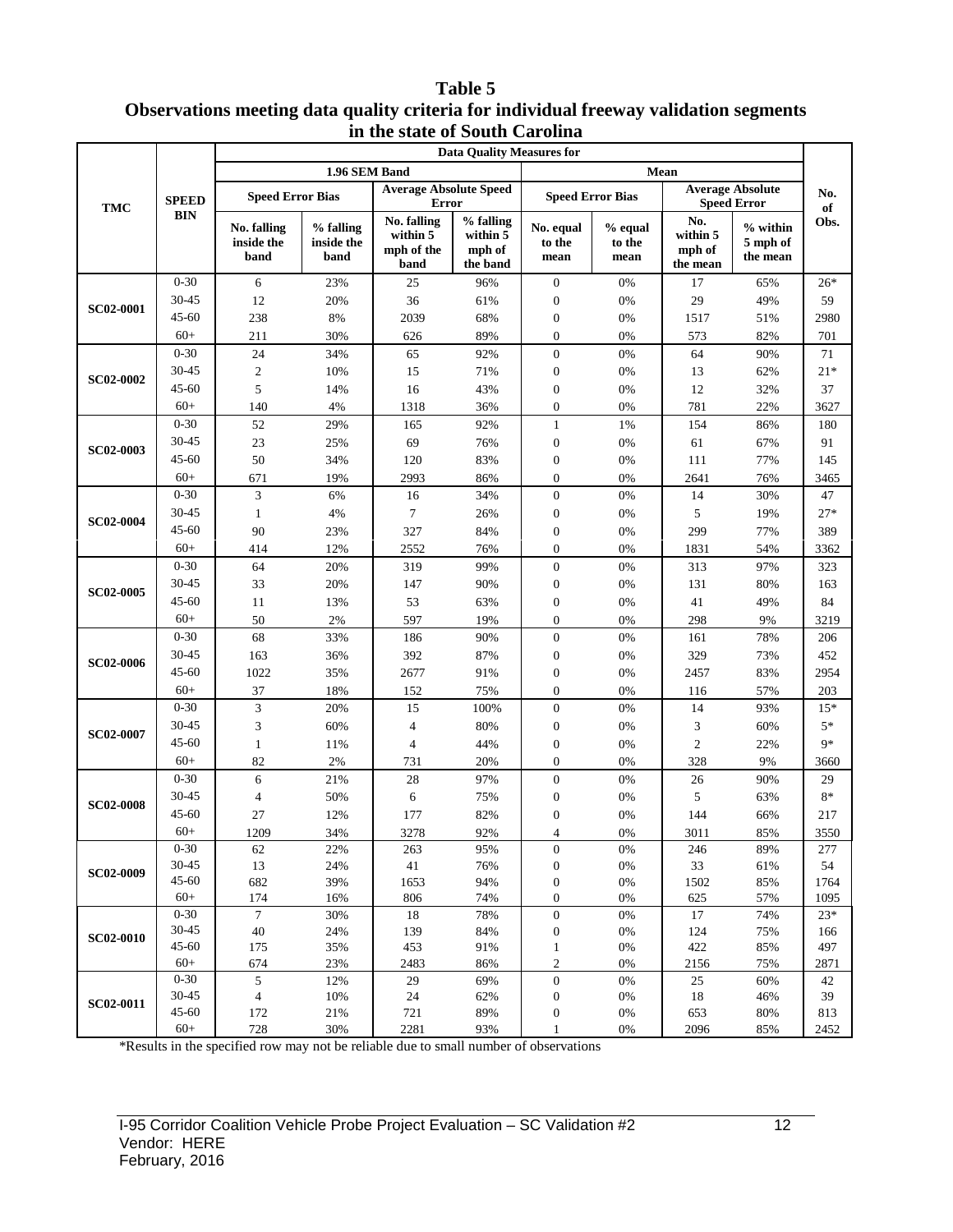**Table 5**
**Observations meeting data quality criteria for individual freeway validation segments in the state of South Carolina**

| TMC | SPEED BIN | Data Quality Measures for | | | | | | | | No. of Obs. |
|---|---|---|---|---|---|---|---|---|---|---|
| | | 1.96 SEM Band | | | | Mean | | | | |
| | | Speed Error Bias | | Average Absolute Speed Error | | Speed Error Bias | | Average Absolute Speed Error | | |
| | | No. falling inside the band | % falling inside the band | No. falling within 5 mph of the band | % falling within 5 mph of the band | No. equal to the mean | % equal to the mean | No. within 5 mph of the mean | % within 5 mph of the mean | |
| SC02-0001 | 0-30 | 6 | 23% | 25 | 96% | 0 | 0% | 17 | 65% | 26* |
| | 30-45 | 12 | 20% | 36 | 61% | 0 | 0% | 29 | 49% | 59 |
| | 45-60 | 238 | 8% | 2039 | 68% | 0 | 0% | 1517 | 51% | 2980 |
| | 60+ | 211 | 30% | 626 | 89% | 0 | 0% | 573 | 82% | 701 |
| SC02-0002 | 0-30 | 24 | 34% | 65 | 92% | 0 | 0% | 64 | 90% | 71 |
| | 30-45 | 2 | 10% | 15 | 71% | 0 | 0% | 13 | 62% | 21* |
| | 45-60 | 5 | 14% | 16 | 43% | 0 | 0% | 12 | 32% | 37 |
| | 60+ | 140 | 4% | 1318 | 36% | 0 | 0% | 781 | 22% | 3627 |
| SC02-0003 | 0-30 | 52 | 29% | 165 | 92% | 1 | 1% | 154 | 86% | 180 |
| | 30-45 | 23 | 25% | 69 | 76% | 0 | 0% | 61 | 67% | 91 |
| | 45-60 | 50 | 34% | 120 | 83% | 0 | 0% | 111 | 77% | 145 |
| | 60+ | 671 | 19% | 2993 | 86% | 0 | 0% | 2641 | 76% | 3465 |
| SC02-0004 | 0-30 | 3 | 6% | 16 | 34% | 0 | 0% | 14 | 30% | 47 |
| | 30-45 | 1 | 4% | 7 | 26% | 0 | 0% | 5 | 19% | 27* |
| | 45-60 | 90 | 23% | 327 | 84% | 0 | 0% | 299 | 77% | 389 |
| | 60+ | 414 | 12% | 2552 | 76% | 0 | 0% | 1831 | 54% | 3362 |
| SC02-0005 | 0-30 | 64 | 20% | 319 | 99% | 0 | 0% | 313 | 97% | 323 |
| | 30-45 | 33 | 20% | 147 | 90% | 0 | 0% | 131 | 80% | 163 |
| | 45-60 | 11 | 13% | 53 | 63% | 0 | 0% | 41 | 49% | 84 |
| | 60+ | 50 | 2% | 597 | 19% | 0 | 0% | 298 | 9% | 3219 |
| SC02-0006 | 0-30 | 68 | 33% | 186 | 90% | 0 | 0% | 161 | 78% | 206 |
| | 30-45 | 163 | 36% | 392 | 87% | 0 | 0% | 329 | 73% | 452 |
| | 45-60 | 1022 | 35% | 2677 | 91% | 0 | 0% | 2457 | 83% | 2954 |
| | 60+ | 37 | 18% | 152 | 75% | 0 | 0% | 116 | 57% | 203 |
| SC02-0007 | 0-30 | 3 | 20% | 15 | 100% | 0 | 0% | 14 | 93% | 15* |
| | 30-45 | 3 | 60% | 4 | 80% | 0 | 0% | 3 | 60% | 5* |
| | 45-60 | 1 | 11% | 4 | 44% | 0 | 0% | 2 | 22% | 9* |
| | 60+ | 82 | 2% | 731 | 20% | 0 | 0% | 328 | 9% | 3660 |
| SC02-0008 | 0-30 | 6 | 21% | 28 | 97% | 0 | 0% | 26 | 90% | 29 |
| | 30-45 | 4 | 50% | 6 | 75% | 0 | 0% | 5 | 63% | 8* |
| | 45-60 | 27 | 12% | 177 | 82% | 0 | 0% | 144 | 66% | 217 |
| | 60+ | 1209 | 34% | 3278 | 92% | 4 | 0% | 3011 | 85% | 3550 |
| SC02-0009 | 0-30 | 62 | 22% | 263 | 95% | 0 | 0% | 246 | 89% | 277 |
| | 30-45 | 13 | 24% | 41 | 76% | 0 | 0% | 33 | 61% | 54 |
| | 45-60 | 682 | 39% | 1653 | 94% | 0 | 0% | 1502 | 85% | 1764 |
| | 60+ | 174 | 16% | 806 | 74% | 0 | 0% | 625 | 57% | 1095 |
| SC02-0010 | 0-30 | 7 | 30% | 18 | 78% | 0 | 0% | 17 | 74% | 23* |
| | 30-45 | 40 | 24% | 139 | 84% | 0 | 0% | 124 | 75% | 166 |
| | 45-60 | 175 | 35% | 453 | 91% | 1 | 0% | 422 | 85% | 497 |
| | 60+ | 674 | 23% | 2483 | 86% | 2 | 0% | 2156 | 75% | 2871 |
| SC02-0011 | 0-30 | 5 | 12% | 29 | 69% | 0 | 0% | 25 | 60% | 42 |
| | 30-45 | 4 | 10% | 24 | 62% | 0 | 0% | 18 | 46% | 39 |
| | 45-60 | 172 | 21% | 721 | 89% | 0 | 0% | 653 | 80% | 813 |
| | 60+ | 728 | 30% | 2281 | 93% | 1 | 0% | 2096 | 85% | 2452 |

*Results in the specified row may not be reliable due to small number of observations

I-95 Corridor Coalition Vehicle Probe Project Evaluation – SC Validation #2
Vendor: HERE
February, 2016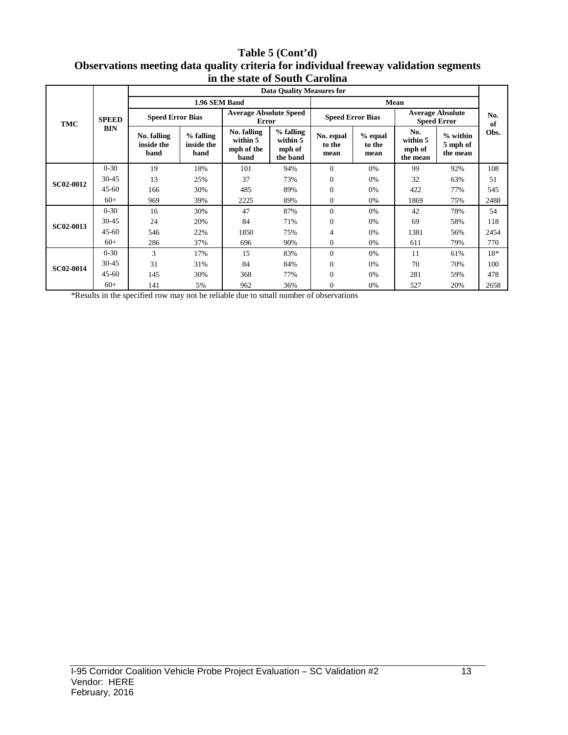**Table 5 (Cont'd)**
**Observations meeting data quality criteria for individual freeway validation segments in the state of South Carolina**

| TMC | SPEED BIN | Data Quality Measures for | | | | | | | | No. of Obs. |
|---|---|---|---|---|---|---|---|---|---|---|
| | | 1.96 SEM Band | | | | Mean | | | | |
| | | Speed Error Bias | | Average Absolute Speed Error | | Speed Error Bias | | Average Absolute Speed Error | | |
| | | No. falling inside the band | % falling inside the band | No. falling within 5 mph of the band | % falling within 5 mph of the band | No. equal to the mean | % equal to the mean | No. within 5 mph of the mean | % within 5 mph of the mean | |
| SC02-0012 | 0-30 | 19 | 18% | 101 | 94% | 0 | 0% | 99 | 92% | 108 |
| | 30-45 | 13 | 25% | 37 | 73% | 0 | 0% | 32 | 63% | 51 |
| | 45-60 | 166 | 30% | 485 | 89% | 0 | 0% | 422 | 77% | 545 |
| | 60+ | 969 | 39% | 2225 | 89% | 0 | 0% | 1869 | 75% | 2488 |
| SC02-0013 | 0-30 | 16 | 30% | 47 | 87% | 0 | 0% | 42 | 78% | 54 |
| | 30-45 | 24 | 20% | 84 | 71% | 0 | 0% | 69 | 58% | 118 |
| | 45-60 | 546 | 22% | 1850 | 75% | 4 | 0% | 1381 | 56% | 2454 |
| | 60+ | 286 | 37% | 696 | 90% | 0 | 0% | 611 | 79% | 770 |
| SC02-0014 | 0-30 | 3 | 17% | 15 | 83% | 0 | 0% | 11 | 61% | 18* |
| | 30-45 | 31 | 31% | 84 | 84% | 0 | 0% | 70 | 70% | 100 |
| | 45-60 | 145 | 30% | 368 | 77% | 0 | 0% | 281 | 59% | 478 |
| | 60+ | 141 | 5% | 962 | 36% | 0 | 0% | 527 | 20% | 2658 |

*Results in the specified row may not be reliable due to small number of observations